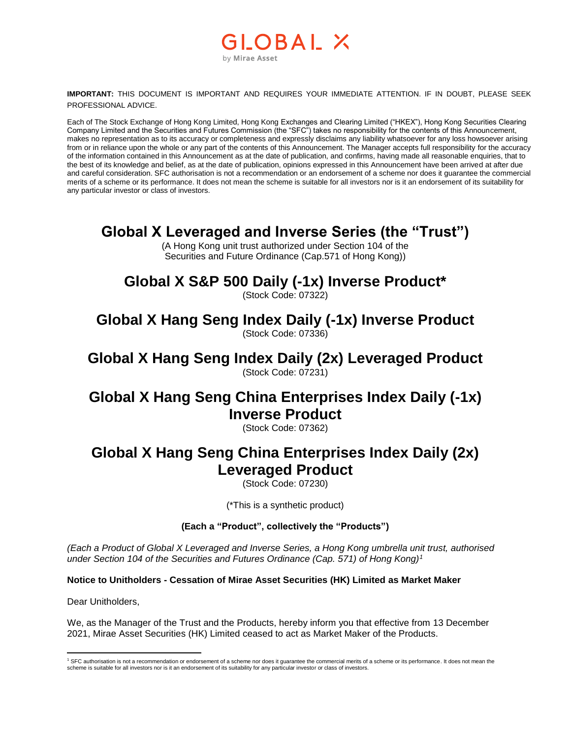GLOBAL X
by Mirae Asset

**IMPORTANT:** THIS DOCUMENT IS IMPORTANT AND REQUIRES YOUR IMMEDIATE ATTENTION. IF IN DOUBT, PLEASE SEEK PROFESSIONAL ADVICE.

Each of The Stock Exchange of Hong Kong Limited, Hong Kong Exchanges and Clearing Limited ("HKEX"), Hong Kong Securities Clearing Company Limited and the Securities and Futures Commission (the "SFC") takes no responsibility for the contents of this Announcement, makes no representation as to its accuracy or completeness and expressly disclaims any liability whatsoever for any loss howsoever arising from or in reliance upon the whole or any part of the contents of this Announcement. The Manager accepts full responsibility for the accuracy of the information contained in this Announcement as at the date of publication, and confirms, having made all reasonable enquiries, that to the best of its knowledge and belief, as at the date of publication, opinions expressed in this Announcement have been arrived at after due and careful consideration. SFC authorisation is not a recommendation or an endorsement of a scheme nor does it guarantee the commercial merits of a scheme or its performance. It does not mean the scheme is suitable for all investors nor is it an endorsement of its suitability for any particular investor or class of investors.

# Global X Leveraged and Inverse Series (the "Trust")

(A Hong Kong unit trust authorized under Section 104 of the Securities and Future Ordinance (Cap.571 of Hong Kong))

## Global X S&P 500 Daily (-1x) Inverse Product*

(Stock Code: 07322)

## Global X Hang Seng Index Daily (-1x) Inverse Product

(Stock Code: 07336)

## Global X Hang Seng Index Daily (2x) Leveraged Product

(Stock Code: 07231)

## Global X Hang Seng China Enterprises Index Daily (-1x) Inverse Product

(Stock Code: 07362)

## Global X Hang Seng China Enterprises Index Daily (2x) Leveraged Product

(Stock Code: 07230)

(*This is a synthetic product)

**(Each a "Product", collectively the "Products")**

*(Each a Product of Global X Leveraged and Inverse Series, a Hong Kong umbrella unit trust, authorised under Section 104 of the Securities and Futures Ordinance (Cap. 571) of Hong Kong)*[1]

**Notice to Unitholders - Cessation of Mirae Asset Securities (HK) Limited as Market Maker**

Dear Unitholders,

We, as the Manager of the Trust and the Products, hereby inform you that effective from 13 December 2021, Mirae Asset Securities (HK) Limited ceased to act as Market Maker of the Products.

[1] SFC authorisation is not a recommendation or endorsement of a scheme nor does it guarantee the commercial merits of a scheme or its performance. It does not mean the scheme is suitable for all investors nor is it an endorsement of its suitability for any particular investor or class of investors.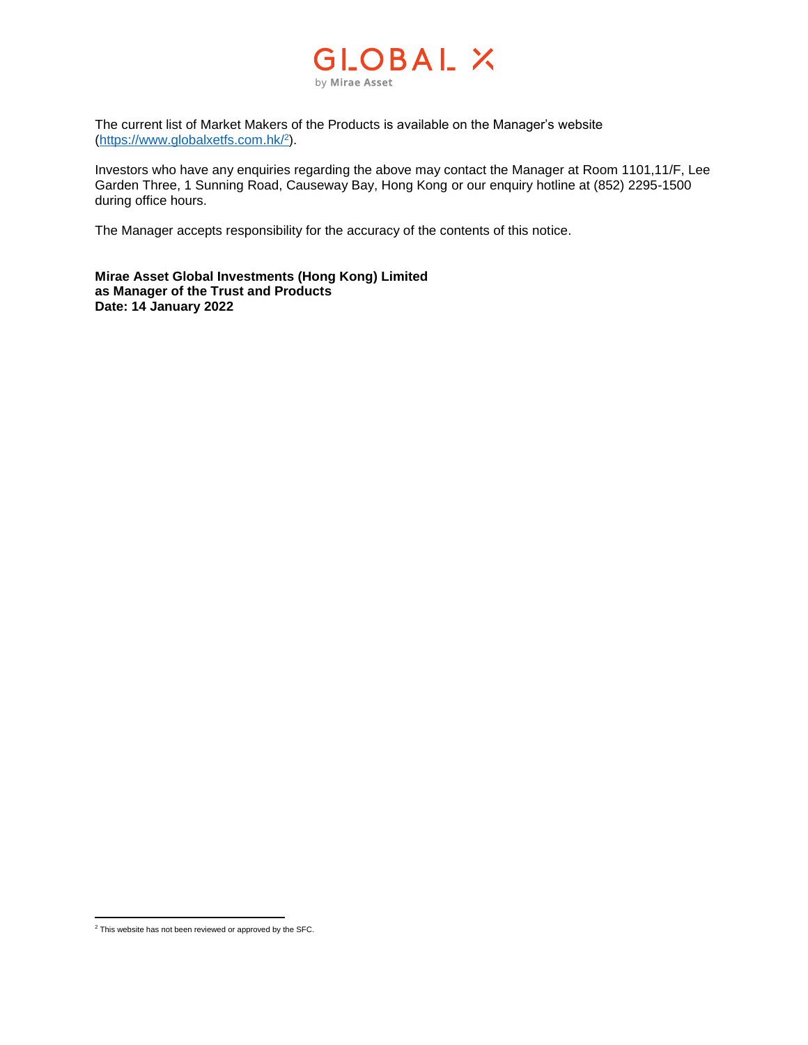The current list of Market Makers of the Products is available on the Manager's website (https://www.globalxetfs.com.hk/[2]).

Investors who have any enquiries regarding the above may contact the Manager at Room 1101,11/F, Lee Garden Three, 1 Sunning Road, Causeway Bay, Hong Kong or our enquiry hotline at (852) 2295-1500 during office hours.

The Manager accepts responsibility for the accuracy of the contents of this notice.

**Mirae Asset Global Investments (Hong Kong) Limited**
**as Manager of the Trust and Products**
**Date: 14 January 2022**

[2] This website has not been reviewed or approved by the SFC.